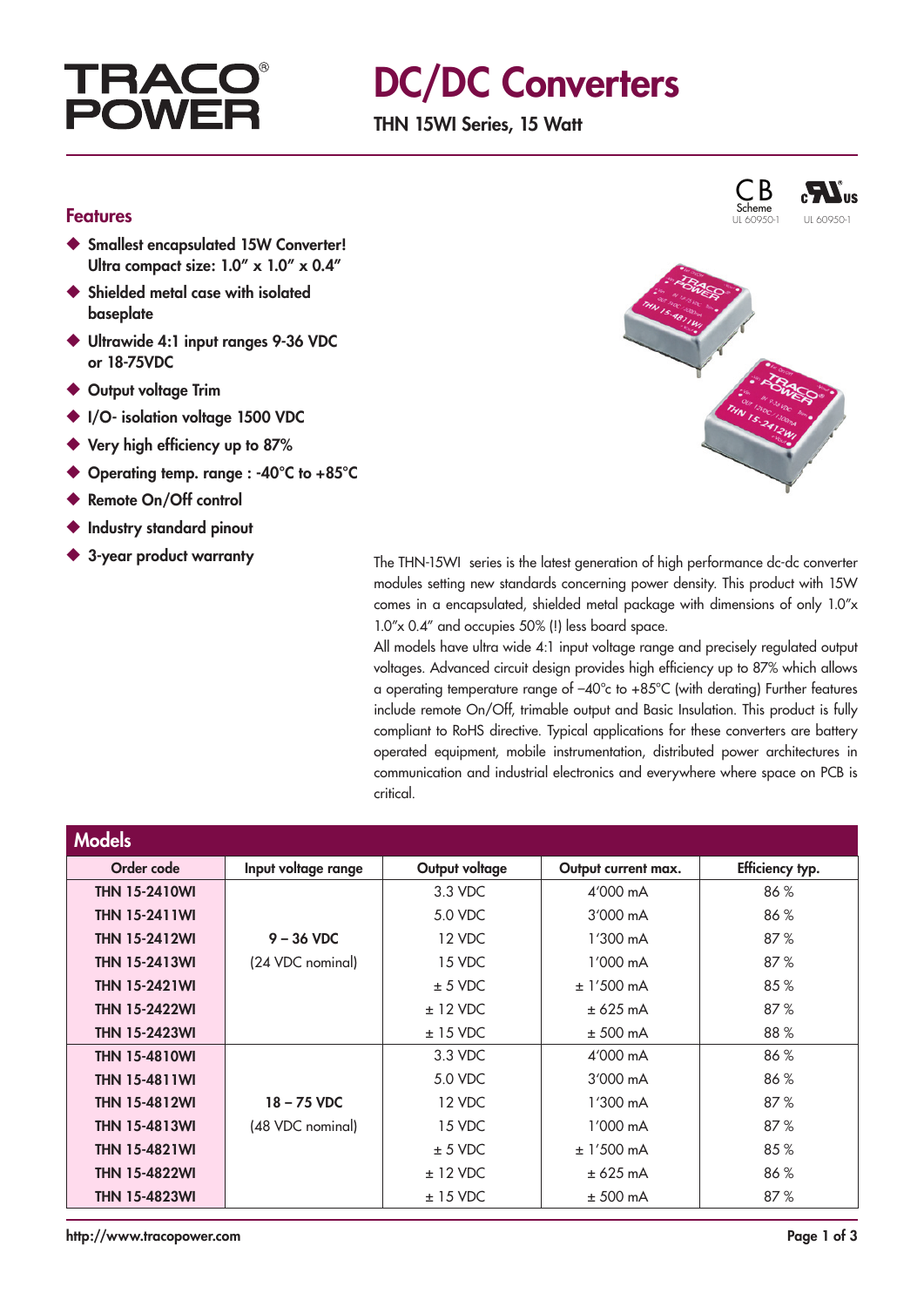TRACO® POWER

# DC/DC Converters

**THN 15WI Series, 15 Watt**

CB Scheme UL 60950-1 &nbsp;&nbsp; c UL us UL 60950-1

## Features

- **Smallest encapsulated 15W Converter! Ultra compact size: 1.0" x 1.0" x 0.4"**
- **Shielded metal case with isolated baseplate**
- **Ultrawide 4:1 input ranges 9-36 VDC or 18-75VDC**
- **Output voltage Trim**
- **I/O- isolation voltage 1500 VDC**
- **Very high efficiency up to 87%**
- **Operating temp. range : -40°C to +85°C**
- **Remote On/Off control**
- **Industry standard pinout**
- **3-year product warranty**

The THN-15WI series is the latest generation of high performance dc-dc converter modules setting new standards concerning power density. This product with 15W comes in a encapsulated, shielded metal package with dimensions of only 1.0"x 1.0"x 0.4" and occupies 50% (!) less board space.
All models have ultra wide 4:1 input voltage range and precisely regulated output voltages. Advanced circuit design provides high efficiency up to 87% which allows a operating temperature range of –40°c to +85°C (with derating) Further features include remote On/Off, trimable output and Basic Insulation. This product is fully compliant to RoHS directive. Typical applications for these converters are battery operated equipment, mobile instrumentation, distributed power architectures in communication and industrial electronics and everywhere where space on PCB is critical.

## Models

| Order code | Input voltage range | Output voltage | Output current max. | Efficiency typ. |
|---|---|---|---|---|
| **THN 15-2410WI** | 9 – 36 VDC (24 VDC nominal) | 3.3 VDC | 4'000 mA | 86 % |
| **THN 15-2411WI** | | 5.0 VDC | 3'000 mA | 86 % |
| **THN 15-2412WI** | | 12 VDC | 1'300 mA | 87 % |
| **THN 15-2413WI** | | 15 VDC | 1'000 mA | 87 % |
| **THN 15-2421WI** | | ± 5 VDC | ± 1'500 mA | 85 % |
| **THN 15-2422WI** | | ± 12 VDC | ± 625 mA | 87 % |
| **THN 15-2423WI** | | ± 15 VDC | ± 500 mA | 88 % |
| **THN 15-4810WI** | 18 – 75 VDC (48 VDC nominal) | 3.3 VDC | 4'000 mA | 86 % |
| **THN 15-4811WI** | | 5.0 VDC | 3'000 mA | 86 % |
| **THN 15-4812WI** | | 12 VDC | 1'300 mA | 87 % |
| **THN 15-4813WI** | | 15 VDC | 1'000 mA | 87 % |
| **THN 15-4821WI** | | ± 5 VDC | ± 1'500 mA | 85 % |
| **THN 15-4822WI** | | ± 12 VDC | ± 625 mA | 86 % |
| **THN 15-4823WI** | | ± 15 VDC | ± 500 mA | 87 % |

http://www.tracopower.com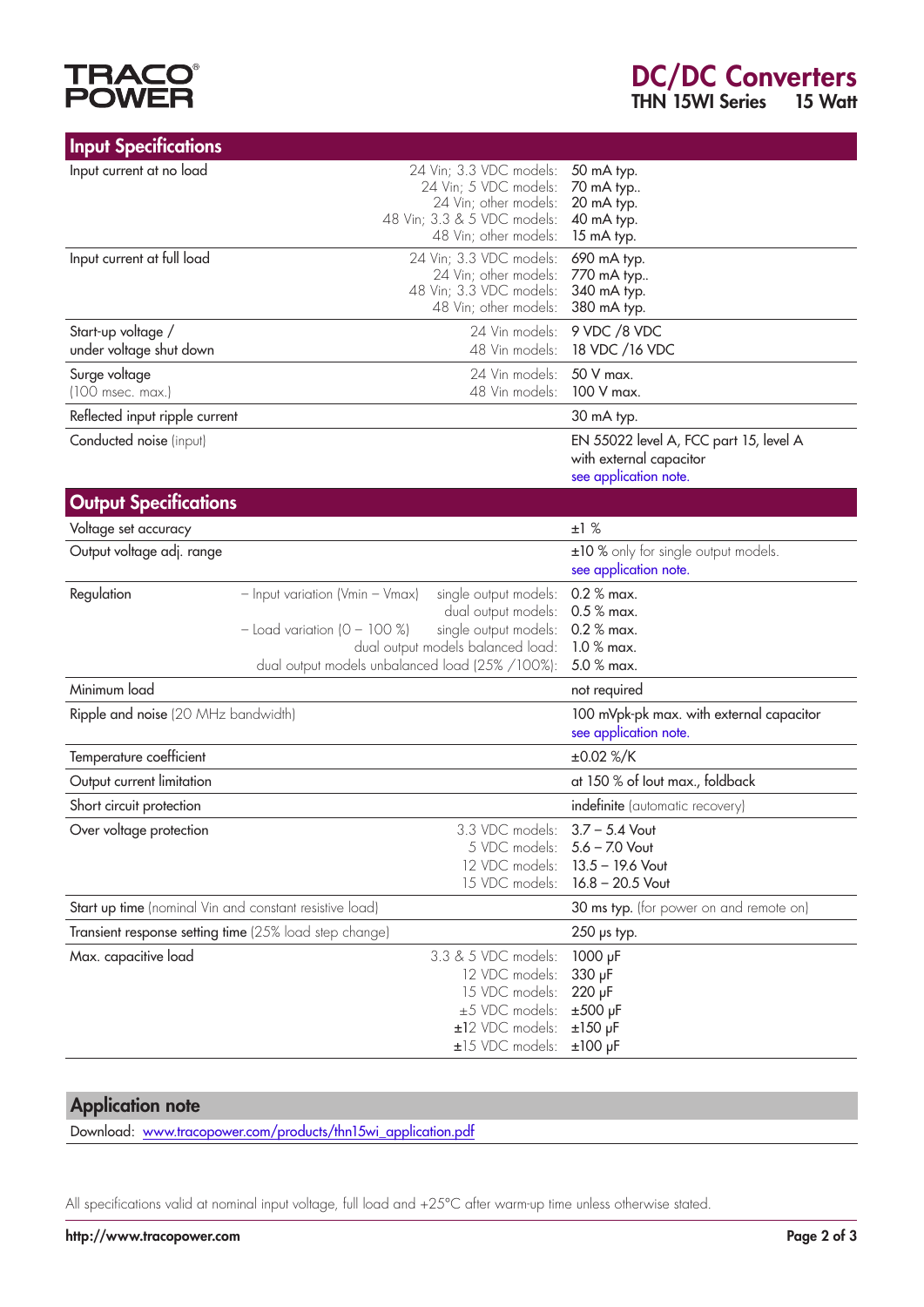## Input Specifications

| | | |
|---|---|---|
| Input current at no load | 24 Vin; 3.3 VDC models:<br>24 Vin; 5 VDC models:<br>24 Vin; other models:<br>48 Vin; 3.3 & 5 VDC models:<br>48 Vin; other models: | 50 mA typ.<br>70 mA typ..<br>20 mA typ.<br>40 mA typ.<br>15 mA typ. |
| Input current at full load | 24 Vin; 3.3 VDC models:<br>24 Vin; other models:<br>48 Vin; 3.3 VDC models:<br>48 Vin; other models: | 690 mA typ.<br>770 mA typ..<br>340 mA typ.<br>380 mA typ. |
| Start-up voltage / under voltage shut down | 24 Vin models:<br>48 Vin models: | 9 VDC /8 VDC<br>18 VDC /16 VDC |
| Surge voltage (100 msec. max.) | 24 Vin models:<br>48 Vin models: | 50 V max.<br>100 V max. |
| Reflected input ripple current | | 30 mA typ. |
| Conducted noise (input) | | EN 55022 level A, FCC part 15, level A with external capacitor see application note. |

## Output Specifications

| | | |
|---|---|---|
| Voltage set accuracy | | ±1 % |
| Output voltage adj. range | | ±10 % only for single output models. see application note. |
| Regulation | – Input variation (Vmin – Vmax) single output models:<br>dual output models:<br>– Load variation (0 – 100 %) single output models:<br>dual output models balanced load:<br>dual output models unbalanced load (25% /100%): | 0.2 % max.<br>0.5 % max.<br>0.2 % max.<br>1.0 % max.<br>5.0 % max. |
| Minimum load | | not required |
| Ripple and noise (20 MHz bandwidth) | | 100 mVpk-pk max. with external capacitor see application note. |
| Temperature coefficient | | ±0.02 %/K |
| Output current limitation | | at 150 % of Iout max., foldback |
| Short circuit protection | | indefinite (automatic recovery) |
| Over voltage protection | 3.3 VDC models:<br>5 VDC models:<br>12 VDC models:<br>15 VDC models: | 3.7 – 5.4 Vout<br>5.6 – 7.0 Vout<br>13.5 – 19.6 Vout<br>16.8 – 20.5 Vout |
| Start up time (nominal Vin and constant resistive load) | | 30 ms typ. (for power on and remote on) |
| Transient response setting time (25% load step change) | | 250 µs typ. |
| Max. capacitive load | 3.3 & 5 VDC models:<br>12 VDC models:<br>15 VDC models:<br>±5 VDC models:<br>±12 VDC models:<br>±15 VDC models: | 1000 µF<br>330 µF<br>220 µF<br>±500 µF<br>±150 µF<br>±100 µF |

## Application note

Download: www.tracopower.com/products/thn15wi_application.pdf

All specifications valid at nominal input voltage, full load and +25°C after warm-up time unless otherwise stated.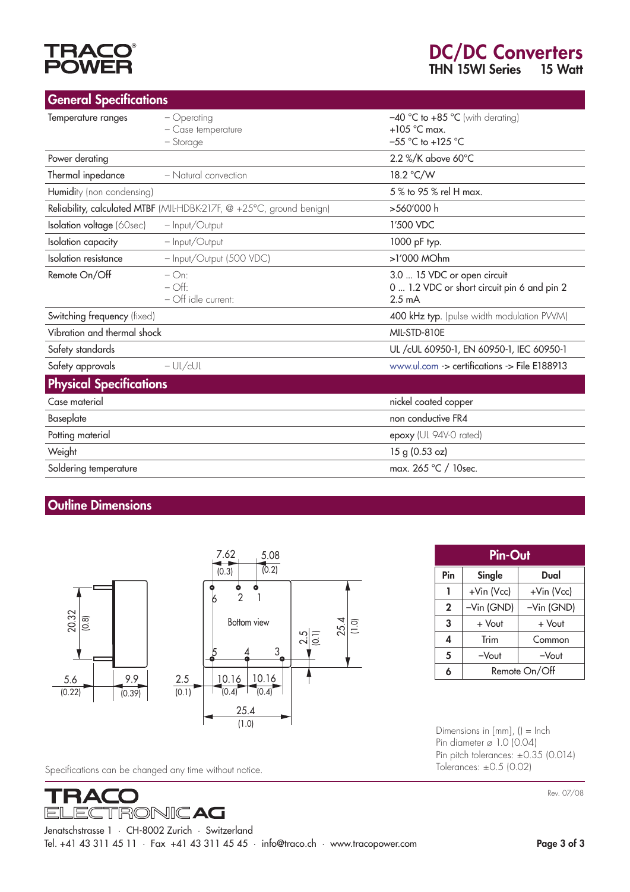## General Specifications

| | | |
|---|---|---|
| Temperature ranges | – Operating<br>– Case temperature<br>– Storage | –40 °C to +85 °C (with derating)<br>+105 °C max.<br>–55 °C to +125 °C |
| Power derating | | 2.2 %/K above 60°C |
| Thermal inpedance | – Natural convection | 18.2 °C/W |
| Humidity (non condensing) | | 5 % to 95 % rel H max. |
| Reliability, calculated MTBF (MIL-HDBK-217F, @ +25°C, ground benign) | | >560'000 h |
| Isolation voltage (60sec) | – Input/Output | 1'500 VDC |
| Isolation capacity | – Input/Output | 1000 pF typ. |
| Isolation resistance | – Input/Output (500 VDC) | >1'000 MOhm |
| Remote On/Off | – On:<br>– Off:<br>– Off idle current: | 3.0 ... 15 VDC or open circuit<br>0 ... 1.2 VDC or short circuit pin 6 and pin 2<br>2.5 mA |
| Switching frequency (fixed) | | 400 kHz typ. (pulse width modulation PWM) |
| Vibration and thermal shock | | MIL-STD-810E |
| Safety standards | | UL /cUL 60950-1, EN 60950-1, IEC 60950-1 |
| Safety approvals | – UL/cUL | www.ul.com -> certifications -> File E188913 |

## Physical Specifications

| | |
|---|---|
| Case material | nickel coated copper |
| Baseplate | non conductive FR4 |
| Potting material | epoxy (UL 94V-0 rated) |
| Weight | 15 g (0.53 oz) |
| Soldering temperature | max. 265 °C / 10sec. |

## Outline Dimensions

7.62 (0.3)
5.08 (0.2)
6 2 1
Bottom view
5 4 3
20.32 (0.8)
5.6 (0.22)
9.9 (0.39)
2.5 (0.1)
10.16 (0.4)
10.16 (0.4)
25.4 (1.0)
2.5 (0.1)
25.4 (1.0)

| Pin | Single | Dual |
|---|---|---|
| 1 | +Vin (Vcc) | +Vin (Vcc) |
| 2 | –Vin (GND) | –Vin (GND) |
| 3 | + Vout | + Vout |
| 4 | Trim | Common |
| 5 | –Vout | –Vout |
| 6 | Remote On/Off | |

Dimensions in [mm], () = Inch
Pin diameter ø 1.0 (0.04)
Pin pitch tolerances: ±0.35 (0.014)
Tolerances: ±0.5 (0.02)

Specifications can be changed any time without notice.

Rev. 07/08

**TRACO ELECTRONIC AG**
Jenatschstrasse 1 · CH-8002 Zurich · Switzerland
Tel. +41 43 311 45 11 · Fax +41 43 311 45 45 · info@traco.ch · www.tracopower.com